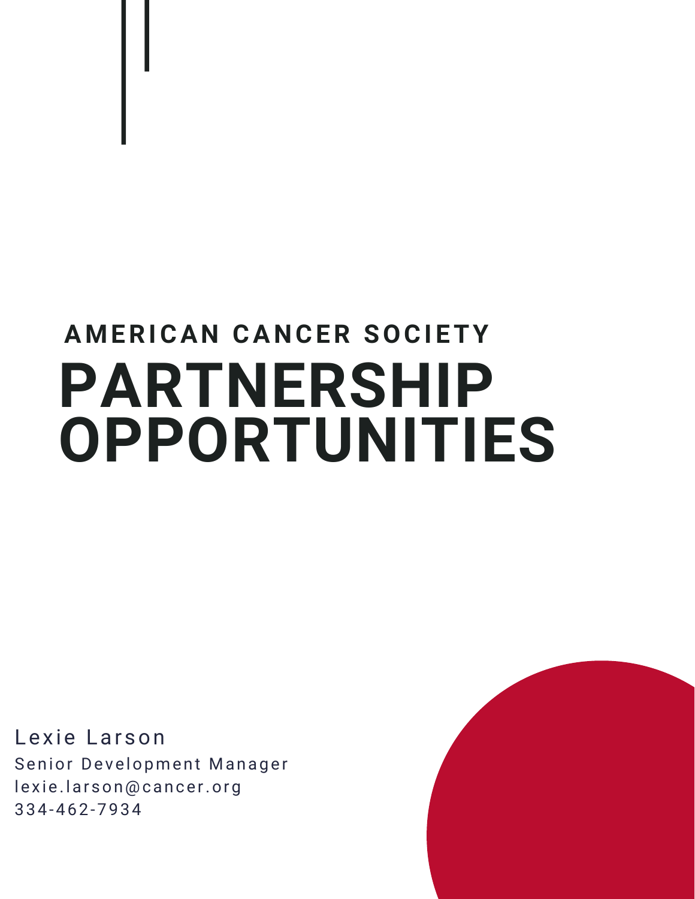## AMERICAN CANCER SOCIETY

# PARTNERSHIP OPPORTUNITIES

Lexie Larson

Senior Development Manager

lexie.larson@cancer.org

334-462-7934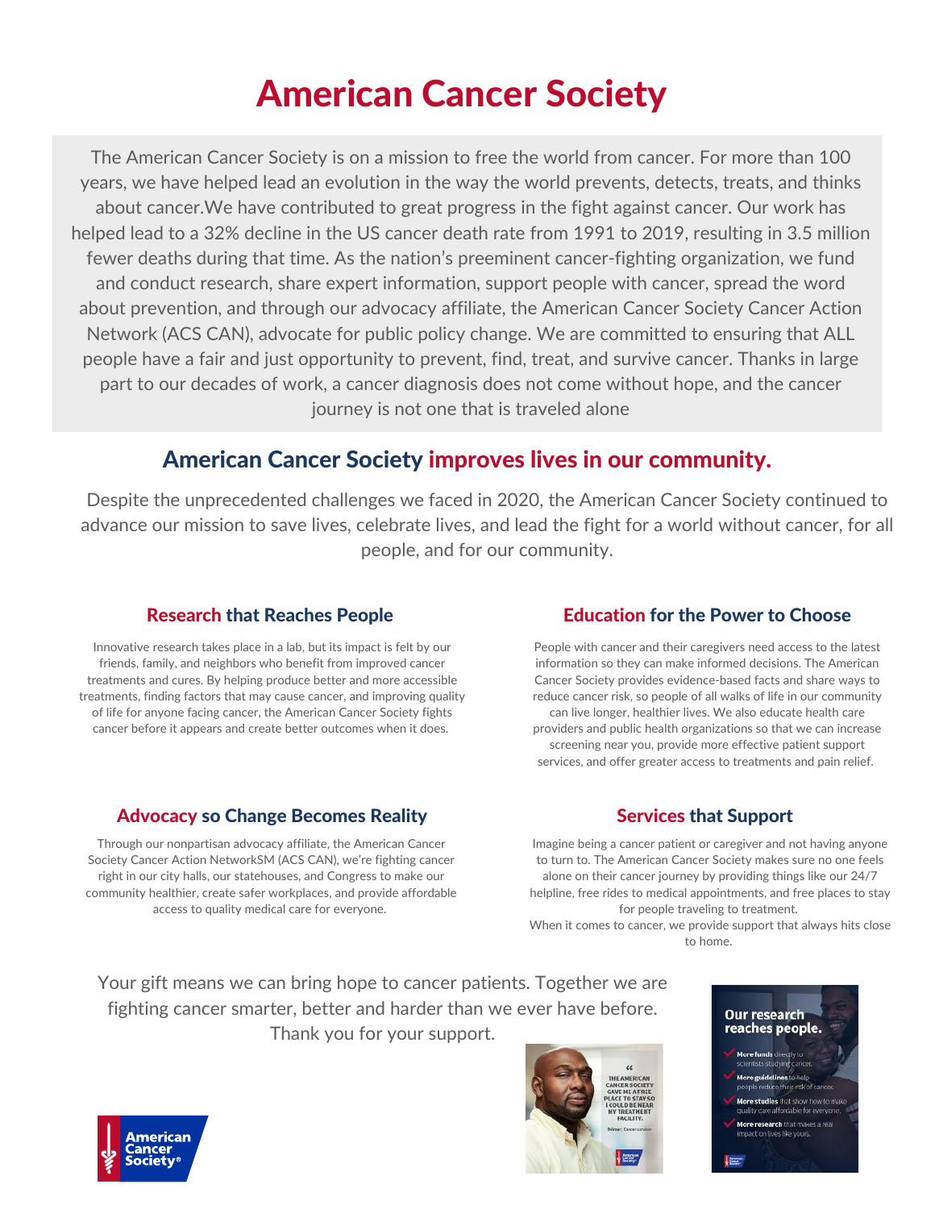# American Cancer Society

The American Cancer Society is on a mission to free the world from cancer. For more than 100 years, we have helped lead an evolution in the way the world prevents, detects, treats, and thinks about cancer.We have contributed to great progress in the fight against cancer. Our work has helped lead to a 32% decline in the US cancer death rate from 1991 to 2019, resulting in 3.5 million fewer deaths during that time. As the nation's preeminent cancer-fighting organization, we fund and conduct research, share expert information, support people with cancer, spread the word about prevention, and through our advocacy affiliate, the American Cancer Society Cancer Action Network (ACS CAN), advocate for public policy change. We are committed to ensuring that ALL people have a fair and just opportunity to prevent, find, treat, and survive cancer. Thanks in large part to our decades of work, a cancer diagnosis does not come without hope, and the cancer journey is not one that is traveled alone

## American Cancer Society improves lives in our community.

Despite the unprecedented challenges we faced in 2020, the American Cancer Society continued to advance our mission to save lives, celebrate lives, and lead the fight for a world without cancer, for all people, and for our community.

### Research that Reaches People

Innovative research takes place in a lab, but its impact is felt by our friends, family, and neighbors who benefit from improved cancer treatments and cures. By helping produce better and more accessible treatments, finding factors that may cause cancer, and improving quality of life for anyone facing cancer, the American Cancer Society fights cancer before it appears and create better outcomes when it does.

### Education for the Power to Choose

People with cancer and their caregivers need access to the latest information so they can make informed decisions. The American Cancer Society provides evidence-based facts and share ways to reduce cancer risk, so people of all walks of life in our community can live longer, healthier lives. We also educate health care providers and public health organizations so that we can increase screening near you, provide more effective patient support services, and offer greater access to treatments and pain relief.

### Advocacy so Change Becomes Reality

Through our nonpartisan advocacy affiliate, the American Cancer Society Cancer Action NetworkSM (ACS CAN), we're fighting cancer right in our city halls, our statehouses, and Congress to make our community healthier, create safer workplaces, and provide affordable access to quality medical care for everyone.

### Services that Support

Imagine being a cancer patient or caregiver and not having anyone to turn to. The American Cancer Society makes sure no one feels alone on their cancer journey by providing things like our 24/7 helpline, free rides to medical appointments, and free places to stay for people traveling to treatment.
When it comes to cancer, we provide support that always hits close to home.

Your gift means we can bring hope to cancer patients. Together we are fighting cancer smarter, better and harder than we ever have before. Thank you for your support.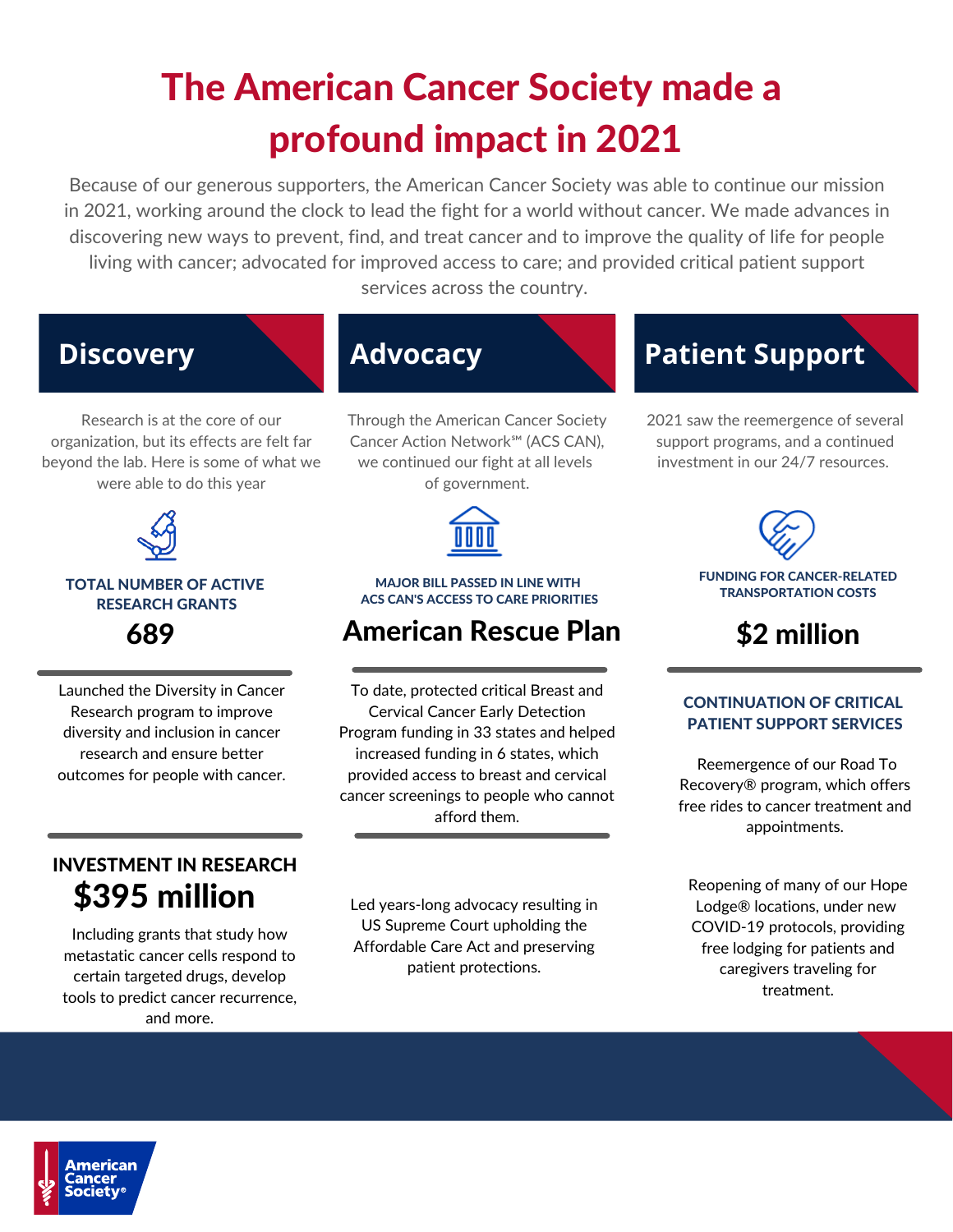# The American Cancer Society made a profound impact in 2021

Because of our generous supporters, the American Cancer Society was able to continue our mission in 2021, working around the clock to lead the fight for a world without cancer. We made advances in discovering new ways to prevent, find, and treat cancer and to improve the quality of life for people living with cancer; advocated for improved access to care; and provided critical patient support services across the country.

## Discovery

Research is at the core of our organization, but its effects are felt far beyond the lab. Here is some of what we were able to do this year

**TOTAL NUMBER OF ACTIVE RESEARCH GRANTS**

**689**

Launched the Diversity in Cancer Research program to improve diversity and inclusion in cancer research and ensure better outcomes for people with cancer.

**INVESTMENT IN RESEARCH**

**$395 million**

Including grants that study how metastatic cancer cells respond to certain targeted drugs, develop tools to predict cancer recurrence, and more.

## Advocacy

Through the American Cancer Society Cancer Action Network℠ (ACS CAN), we continued our fight at all levels of government.

**MAJOR BILL PASSED IN LINE WITH ACS CAN'S ACCESS TO CARE PRIORITIES**

**American Rescue Plan**

To date, protected critical Breast and Cervical Cancer Early Detection Program funding in 33 states and helped increased funding in 6 states, which provided access to breast and cervical cancer screenings to people who cannot afford them.

Led years-long advocacy resulting in US Supreme Court upholding the Affordable Care Act and preserving patient protections.

## Patient Support

2021 saw the reemergence of several support programs, and a continued investment in our 24/7 resources.

**FUNDING FOR CANCER-RELATED TRANSPORTATION COSTS**

**$2 million**

**CONTINUATION OF CRITICAL PATIENT SUPPORT SERVICES**

Reemergence of our Road To Recovery® program, which offers free rides to cancer treatment and appointments.

Reopening of many of our Hope Lodge® locations, under new COVID-19 protocols, providing free lodging for patients and caregivers traveling for treatment.

American Cancer Society®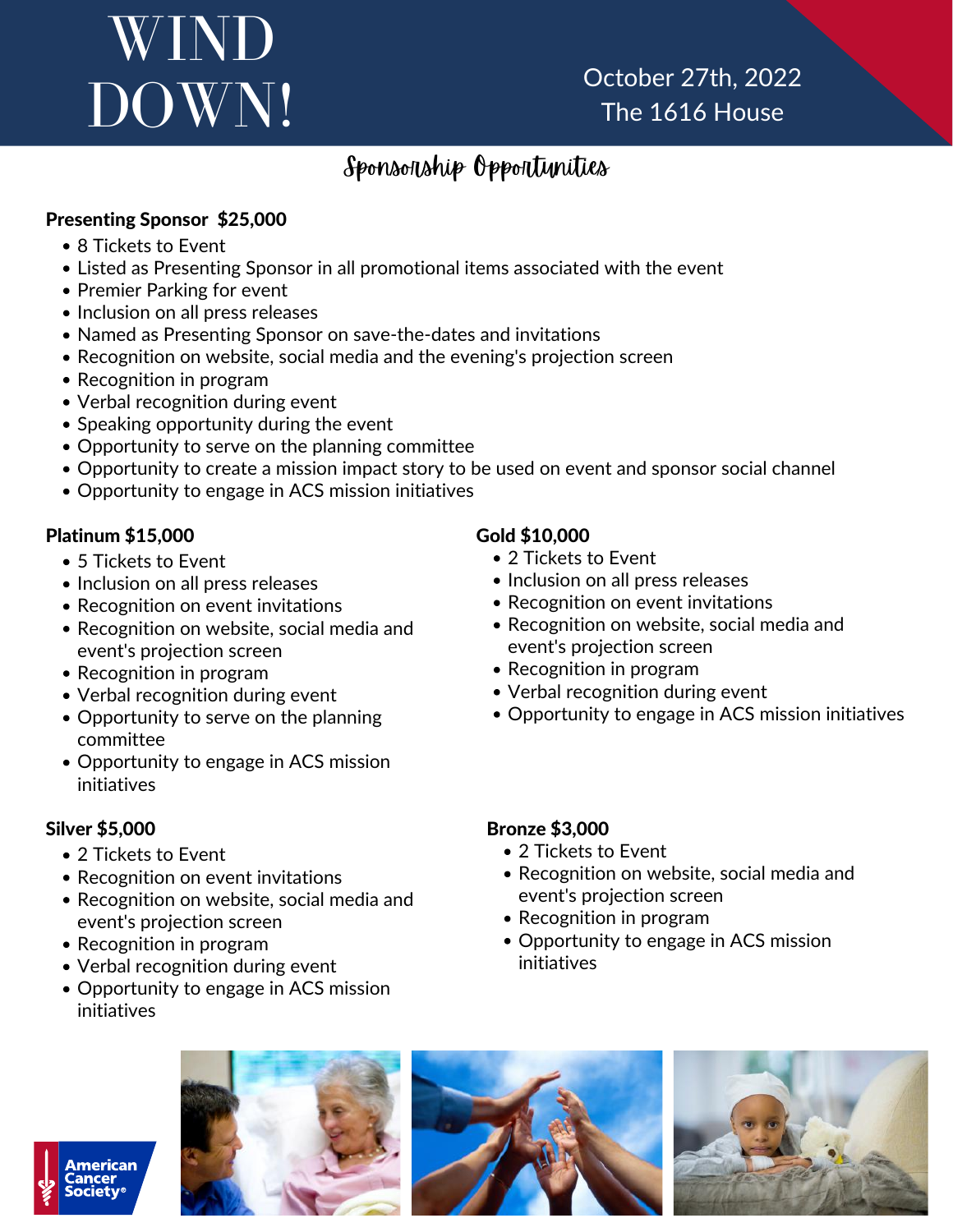# WIND DOWN!

October 27th, 2022
The 1616 House

## Sponsorship Opportunities

**Presenting Sponsor $25,000**

- 8 Tickets to Event
- Listed as Presenting Sponsor in all promotional items associated with the event
- Premier Parking for event
- Inclusion on all press releases
- Named as Presenting Sponsor on save-the-dates and invitations
- Recognition on website, social media and the evening's projection screen
- Recognition in program
- Verbal recognition during event
- Speaking opportunity during the event
- Opportunity to serve on the planning committee
- Opportunity to create a mission impact story to be used on event and sponsor social channel
- Opportunity to engage in ACS mission initiatives

**Platinum $15,000**

- 5 Tickets to Event
- Inclusion on all press releases
- Recognition on event invitations
- Recognition on website, social media and event's projection screen
- Recognition in program
- Verbal recognition during event
- Opportunity to serve on the planning committee
- Opportunity to engage in ACS mission initiatives

**Gold $10,000**

- 2 Tickets to Event
- Inclusion on all press releases
- Recognition on event invitations
- Recognition on website, social media and event's projection screen
- Recognition in program
- Verbal recognition during event
- Opportunity to engage in ACS mission initiatives

**Silver $5,000**

- 2 Tickets to Event
- Recognition on event invitations
- Recognition on website, social media and event's projection screen
- Recognition in program
- Verbal recognition during event
- Opportunity to engage in ACS mission initiatives

**Bronze $3,000**

- 2 Tickets to Event
- Recognition on website, social media and event's projection screen
- Recognition in program
- Opportunity to engage in ACS mission initiatives

American Cancer Society®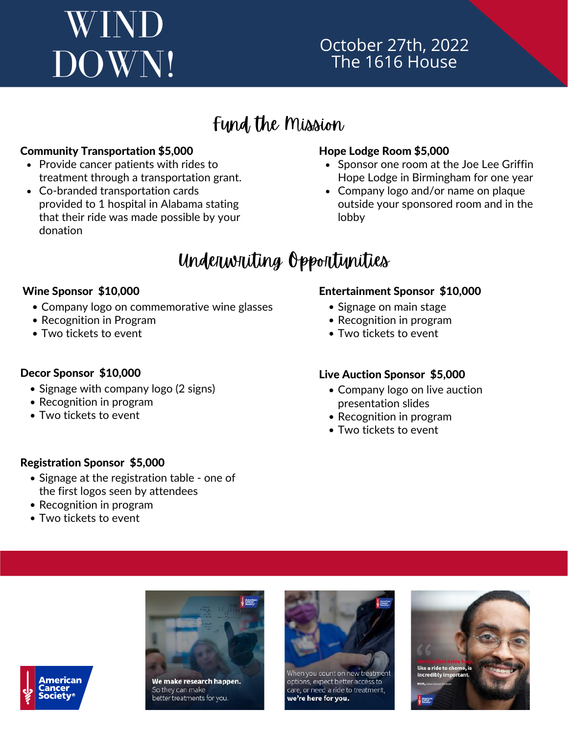# WIND DOWN!

October 27th, 2022
The 1616 House

## Fund the Mission

**Community Transportation $5,000**
- Provide cancer patients with rides to treatment through a transportation grant.
- Co-branded transportation cards provided to 1 hospital in Alabama stating that their ride was made possible by your donation

**Hope Lodge Room $5,000**
- Sponsor one room at the Joe Lee Griffin Hope Lodge in Birmingham for one year
- Company logo and/or name on plaque outside your sponsored room and in the lobby

## Underwriting Opportunities

**Wine Sponsor $10,000**
- Company logo on commemorative wine glasses
- Recognition in Program
- Two tickets to event

**Decor Sponsor $10,000**
- Signage with company logo (2 signs)
- Recognition in program
- Two tickets to event

**Registration Sponsor $5,000**
- Signage at the registration table - one of the first logos seen by attendees
- Recognition in program
- Two tickets to event

**Entertainment Sponsor $10,000**
- Signage on main stage
- Recognition in program
- Two tickets to event

**Live Auction Sponsor $5,000**
- Company logo on live auction presentation slides
- Recognition in program
- Two tickets to event

American Cancer Society®

**We make research happen.** So they can make better treatments for you.

When you count on new treatment options, expect better access to care, or need a ride to treatment, **we're here for you.**

Having that extra help, like a ride to chemo, is incredibly important.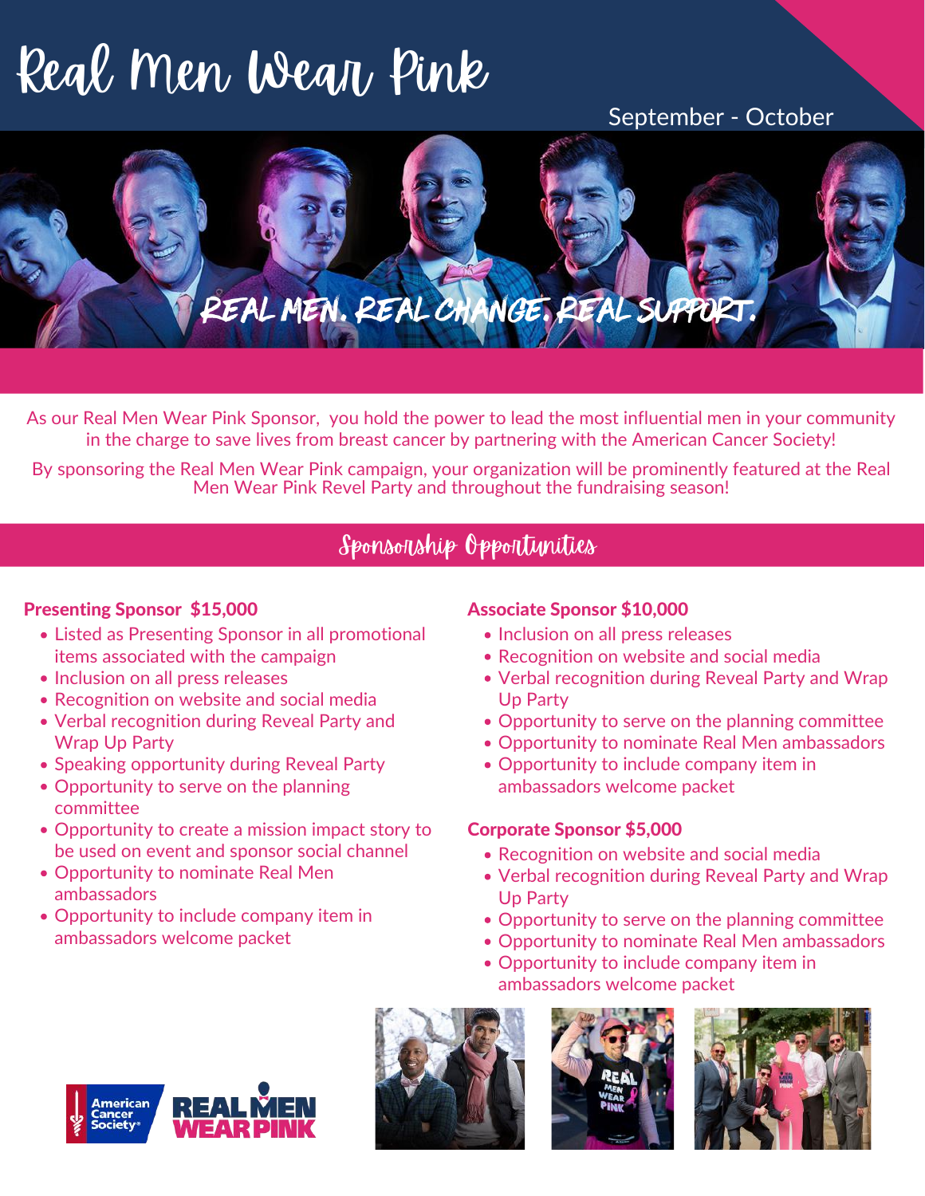# Real Men Wear Pink

September - October

REAL MEN. REAL CHANGE. REAL SUPPORT.

As our Real Men Wear Pink Sponsor, you hold the power to lead the most influential men in your community in the charge to save lives from breast cancer by partnering with the American Cancer Society!

By sponsoring the Real Men Wear Pink campaign, your organization will be prominently featured at the Real Men Wear Pink Revel Party and throughout the fundraising season!

## Sponsorship Opportunities

**Presenting Sponsor $15,000**

- Listed as Presenting Sponsor in all promotional items associated with the campaign
- Inclusion on all press releases
- Recognition on website and social media
- Verbal recognition during Reveal Party and Wrap Up Party
- Speaking opportunity during Reveal Party
- Opportunity to serve on the planning committee
- Opportunity to create a mission impact story to be used on event and sponsor social channel
- Opportunity to nominate Real Men ambassadors
- Opportunity to include company item in ambassadors welcome packet

**Associate Sponsor $10,000**

- Inclusion on all press releases
- Recognition on website and social media
- Verbal recognition during Reveal Party and Wrap Up Party
- Opportunity to serve on the planning committee
- Opportunity to nominate Real Men ambassadors
- Opportunity to include company item in ambassadors welcome packet

**Corporate Sponsor $5,000**

- Recognition on website and social media
- Verbal recognition during Reveal Party and Wrap Up Party
- Opportunity to serve on the planning committee
- Opportunity to nominate Real Men ambassadors
- Opportunity to include company item in ambassadors welcome packet

American Cancer Society® REAL MEN WEAR PINK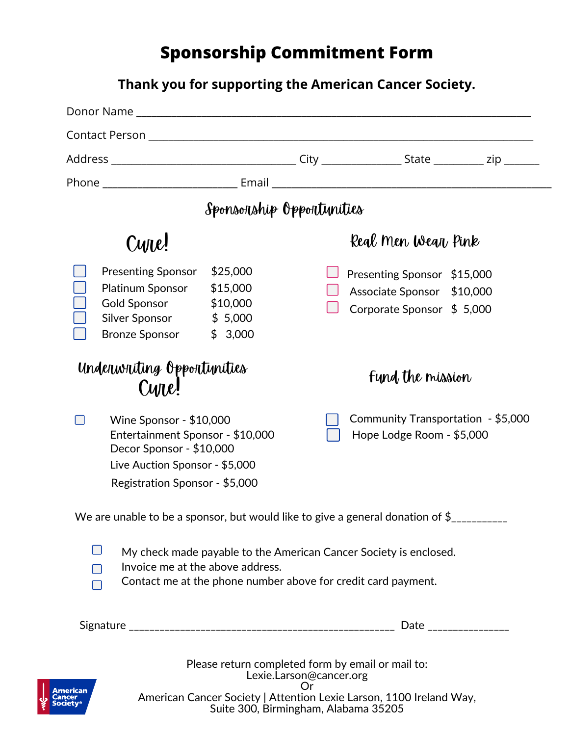# Sponsorship Commitment Form

**Thank you for supporting the American Cancer Society.**

Donor Name ______________________________________________________________

Contact Person ____________________________________________________________

Address _______________________________ City _____________ State ________ zip ______

Phone _______________________ Email _______________________________________________

## Sponsorship Opportunities

### Cure!

- ☐ Presenting Sponsor $25,000
- ☐ Platinum Sponsor $15,000
- ☐ Gold Sponsor $10,000
- ☐ Silver Sponsor $ 5,000
- ☐ Bronze Sponsor $ 3,000

### Real Men Wear Pink

- ☐ Presenting Sponsor $15,000
- ☐ Associate Sponsor $10,000
- ☐ Corporate Sponsor $ 5,000

### Underwriting Opportunities Cure!

☐ Wine Sponsor - $10,000
Entertainment Sponsor - $10,000
Decor Sponsor - $10,000
Live Auction Sponsor - $5,000
Registration Sponsor - $5,000

### Fund the mission

- ☐ Community Transportation - $5,000
- ☐ Hope Lodge Room - $5,000

We are unable to be a sponsor, but would like to give a general donation of $__________

- ☐ My check made payable to the American Cancer Society is enclosed.
- ☐ Invoice me at the above address.
- ☐ Contact me at the phone number above for credit card payment.

Signature ________________________________________________ Date ______________

Please return completed form by email or mail to:
Lexie.Larson@cancer.org
Or
American Cancer Society | Attention Lexie Larson, 1100 Ireland Way,
Suite 300, Birmingham, Alabama 35205

American Cancer Society®